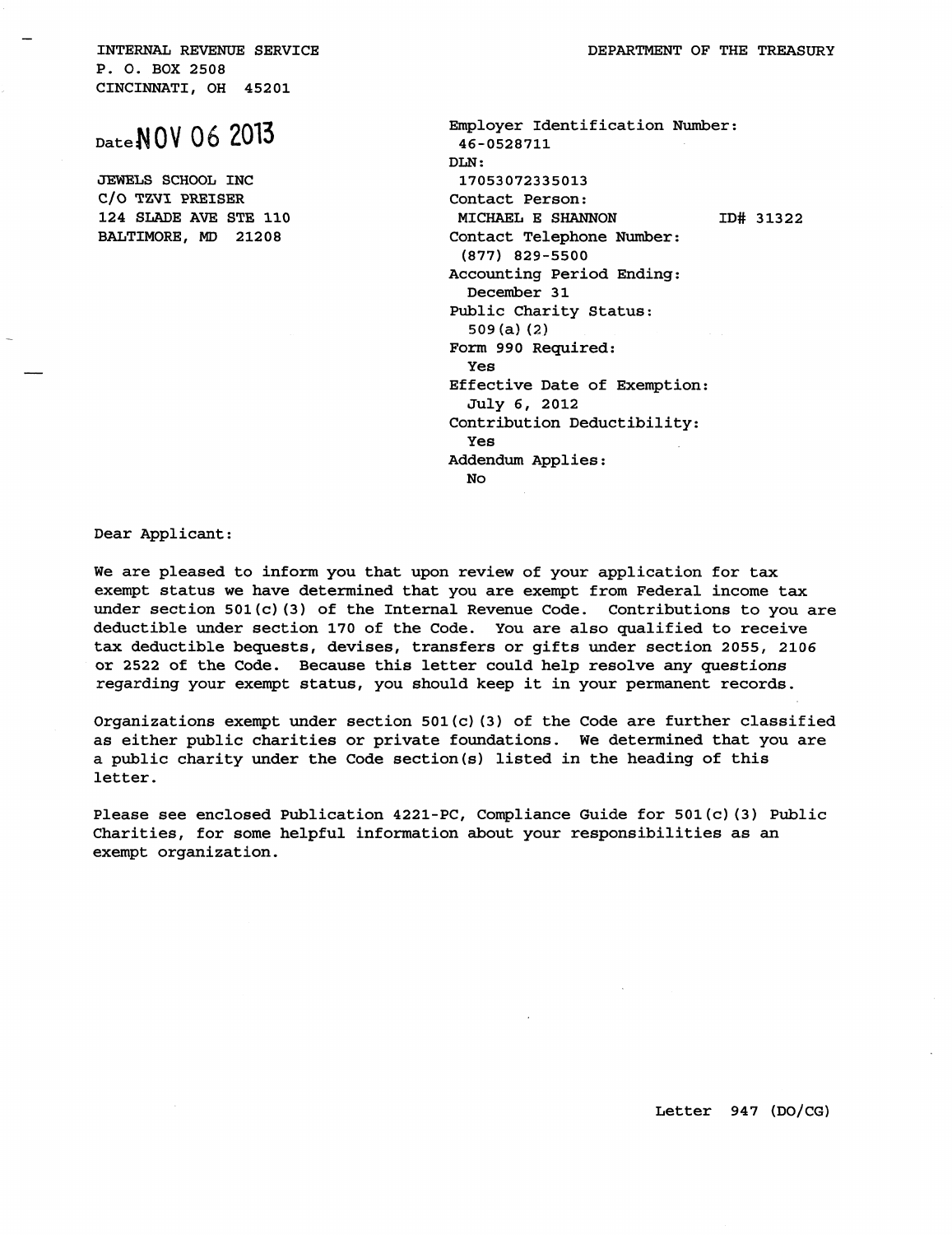INTERNAL REVENUE SERVICE
P. O. BOX 2508
CINCINNATI, OH 45201

DEPARTMENT OF THE TREASURY

Date: NOV 06 2013

JEWELS SCHOOL INC
C/O TZVI PREISER
124 SLADE AVE STE 110
BALTIMORE, MD 21208

Employer Identification Number:
46-0528711
DLN:
17053072335013
Contact Person:
MICHAEL E SHANNON ID# 31322
Contact Telephone Number:
(877) 829-5500
Accounting Period Ending:
December 31
Public Charity Status:
509(a)(2)
Form 990 Required:
Yes
Effective Date of Exemption:
July 6, 2012
Contribution Deductibility:
Yes
Addendum Applies:
No

Dear Applicant:

We are pleased to inform you that upon review of your application for tax exempt status we have determined that you are exempt from Federal income tax under section 501(c)(3) of the Internal Revenue Code. Contributions to you are deductible under section 170 of the Code. You are also qualified to receive tax deductible bequests, devises, transfers or gifts under section 2055, 2106 or 2522 of the Code. Because this letter could help resolve any questions regarding your exempt status, you should keep it in your permanent records.

Organizations exempt under section 501(c)(3) of the Code are further classified as either public charities or private foundations. We determined that you are a public charity under the Code section(s) listed in the heading of this letter.

Please see enclosed Publication 4221-PC, Compliance Guide for 501(c)(3) Public Charities, for some helpful information about your responsibilities as an exempt organization.

Letter 947 (DO/CG)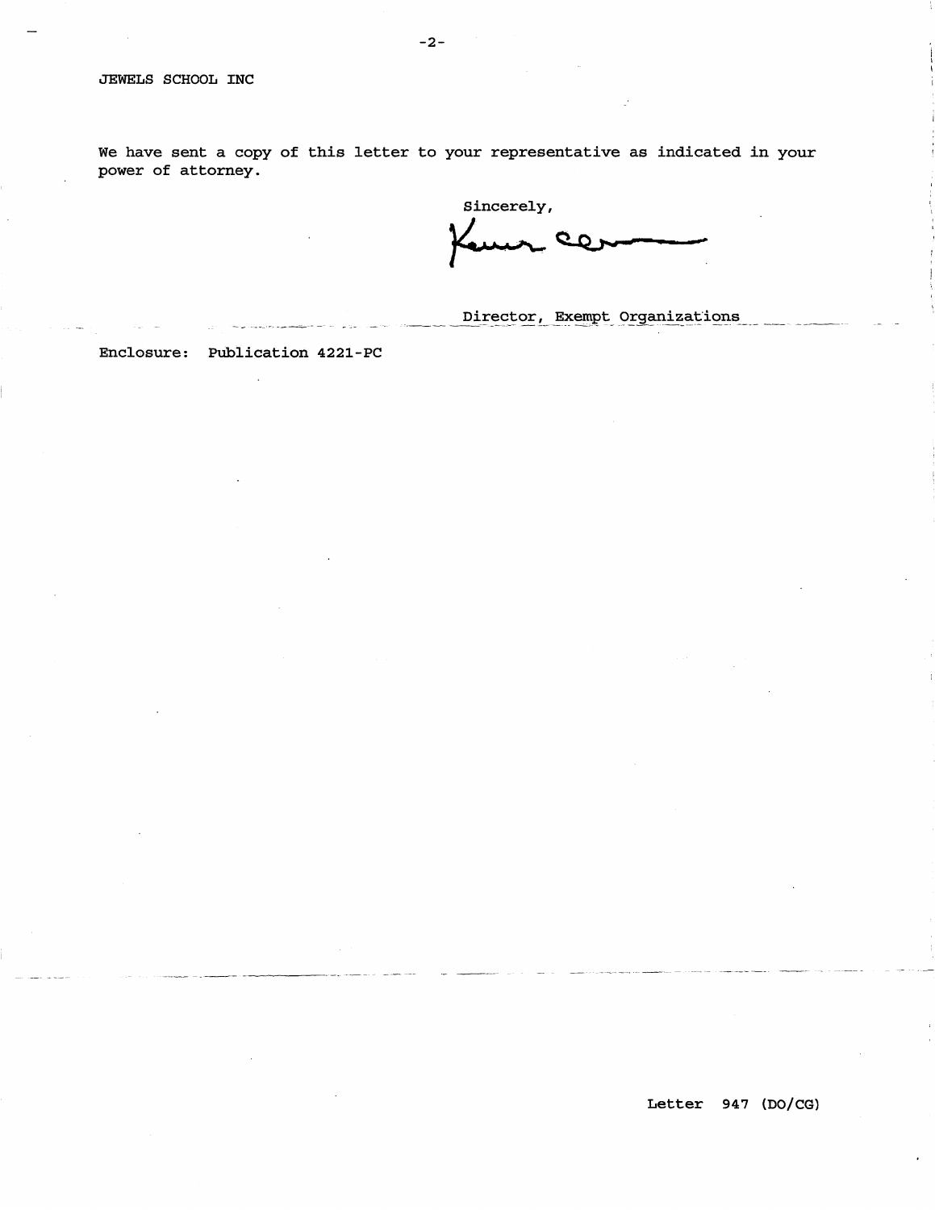JEWELS SCHOOL INC

We have sent a copy of this letter to your representative as indicated in your power of attorney.

Sincerely,

Director, Exempt Organizations

Enclosure: Publication 4221-PC

Letter 947 (DO/CG)